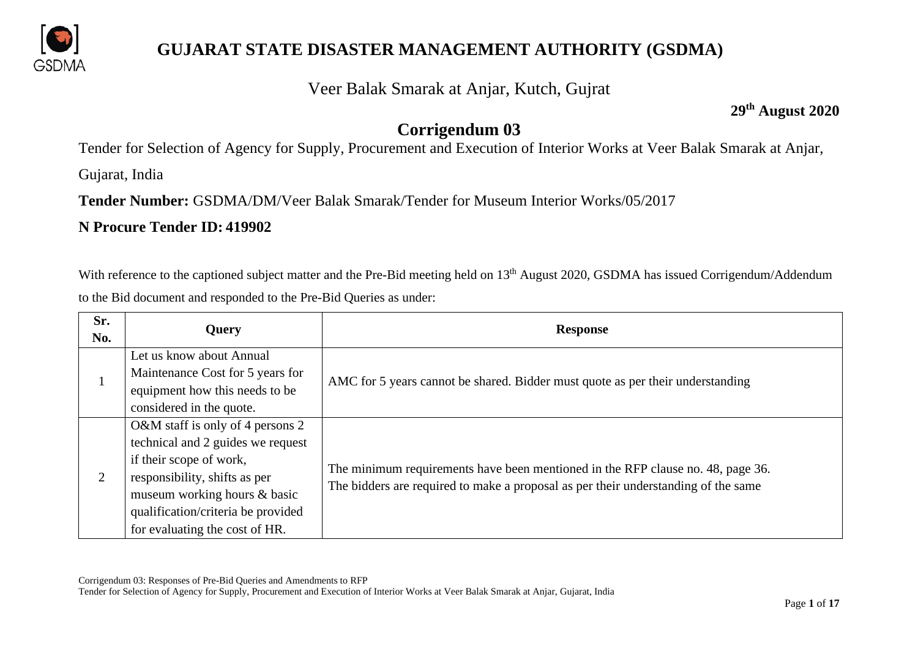# GUJARAT STATE DISASTER MANAGEMENT AUTHORITY (GSDMA)

Veer Balak Smarak at Anjar, Kutch, Gujrat

**29th August 2020**

## Corrigendum 03

Tender for Selection of Agency for Supply, Procurement and Execution of Interior Works at Veer Balak Smarak at Anjar, Gujarat, India

**Tender Number:** GSDMA/DM/Veer Balak Smarak/Tender for Museum Interior Works/05/2017

**N Procure Tender ID: 419902**

With reference to the captioned subject matter and the Pre-Bid meeting held on 13th August 2020, GSDMA has issued Corrigendum/Addendum to the Bid document and responded to the Pre-Bid Queries as under:

| Sr. No. | Query | Response |
|---|---|---|
| 1 | Let us know about Annual Maintenance Cost for 5 years for equipment how this needs to be considered in the quote. | AMC for 5 years cannot be shared. Bidder must quote as per their understanding |
| 2 | O&M staff is only of 4 persons 2 technical and 2 guides we request if their scope of work, responsibility, shifts as per museum working hours & basic qualification/criteria be provided for evaluating the cost of HR. | The minimum requirements have been mentioned in the RFP clause no. 48, page 36. The bidders are required to make a proposal as per their understanding of the same |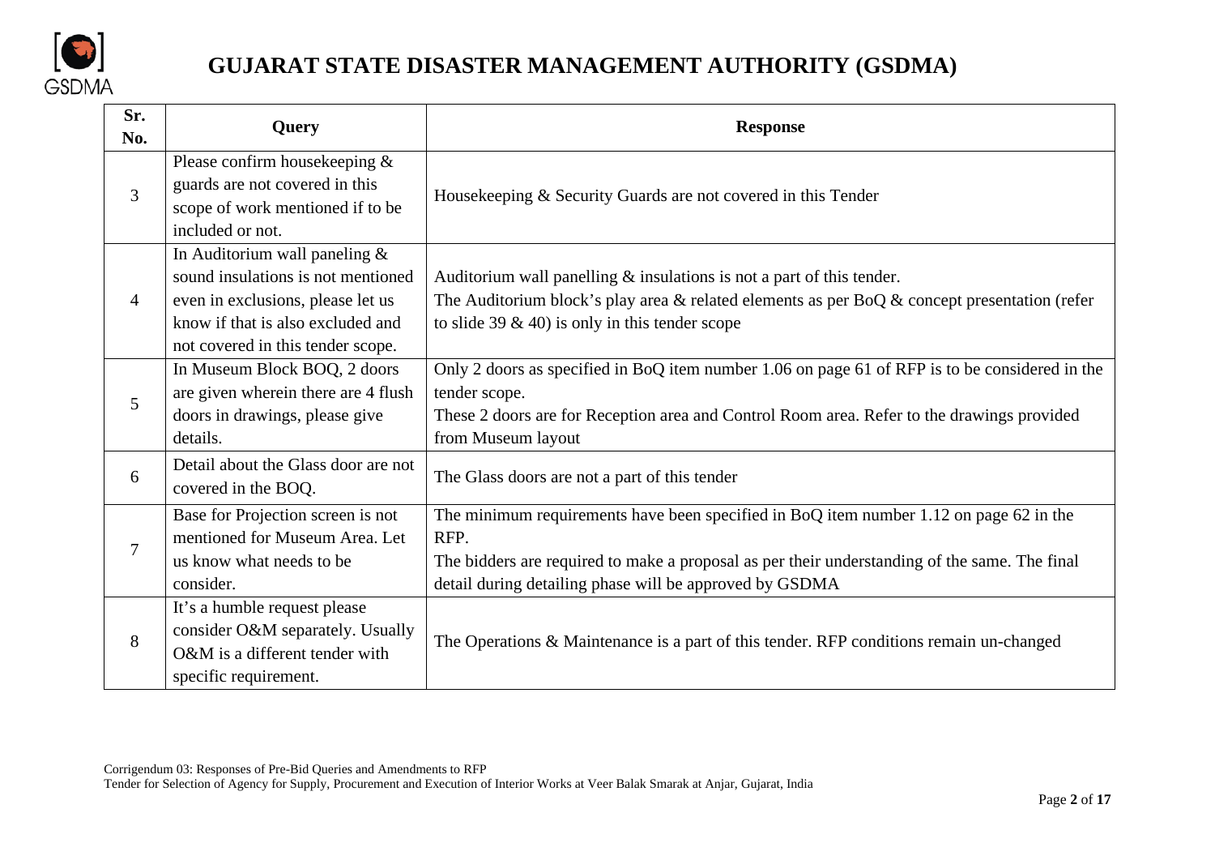| Sr. No. | Query | Response |
|---|---|---|
| 3 | Please confirm housekeeping & guards are not covered in this scope of work mentioned if to be included or not. | Housekeeping & Security Guards are not covered in this Tender |
| 4 | In Auditorium wall paneling & sound insulations is not mentioned even in exclusions, please let us know if that is also excluded and not covered in this tender scope. | Auditorium wall panelling & insulations is not a part of this tender.<br>The Auditorium block's play area & related elements as per BoQ & concept presentation (refer to slide 39 & 40) is only in this tender scope |
| 5 | In Museum Block BOQ, 2 doors are given wherein there are 4 flush doors in drawings, please give details. | Only 2 doors as specified in BoQ item number 1.06 on page 61 of RFP is to be considered in the tender scope.<br>These 2 doors are for Reception area and Control Room area. Refer to the drawings provided from Museum layout |
| 6 | Detail about the Glass door are not covered in the BOQ. | The Glass doors are not a part of this tender |
| 7 | Base for Projection screen is not mentioned for Museum Area. Let us know what needs to be consider. | The minimum requirements have been specified in BoQ item number 1.12 on page 62 in the RFP.<br>The bidders are required to make a proposal as per their understanding of the same. The final detail during detailing phase will be approved by GSDMA |
| 8 | It's a humble request please consider O&M separately. Usually O&M is a different tender with specific requirement. | The Operations & Maintenance is a part of this tender. RFP conditions remain un-changed |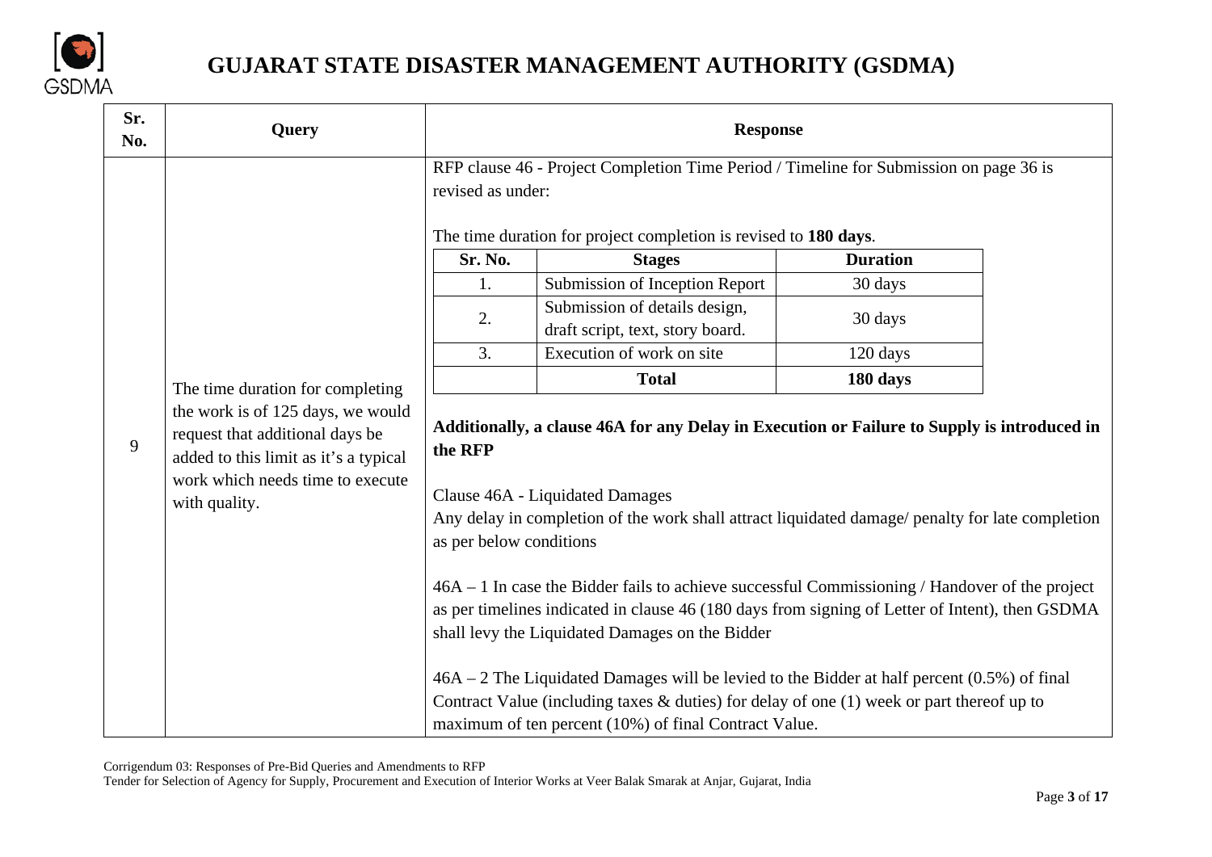| Sr. No. | Query | Response |
|---|---|---|
| 9 | The time duration for completing the work is of 125 days, we would request that additional days be added to this limit as it's a typical work which needs time to execute with quality. | RFP clause 46 - Project Completion Time Period / Timeline for Submission on page 36 is revised as under:<br><br>The time duration for project completion is revised to **180 days**.<br><br>Sr. No. 1. – Submission of Inception Report – 30 days<br>Sr. No. 2. – Submission of details design, draft script, text, story board. – 30 days<br>Sr. No. 3. – Execution of work on site – 120 days<br>**Total – 180 days**<br><br>**Additionally, a clause 46A for any Delay in Execution or Failure to Supply is introduced in the RFP**<br><br>Clause 46A - Liquidated Damages<br>Any delay in completion of the work shall attract liquidated damage/ penalty for late completion as per below conditions<br><br>46A – 1 In case the Bidder fails to achieve successful Commissioning / Handover of the project as per timelines indicated in clause 46 (180 days from signing of Letter of Intent), then GSDMA shall levy the Liquidated Damages on the Bidder<br><br>46A – 2 The Liquidated Damages will be levied to the Bidder at half percent (0.5%) of final Contract Value (including taxes & duties) for delay of one (1) week or part thereof up to maximum of ten percent (10%) of final Contract Value. |

Table within Response for Sr. No. 9:

| Sr. No. | Stages | Duration |
|---|---|---|
| 1. | Submission of Inception Report | 30 days |
| 2. | Submission of details design, draft script, text, story board. | 30 days |
| 3. | Execution of work on site | 120 days |
| | **Total** | **180 days** |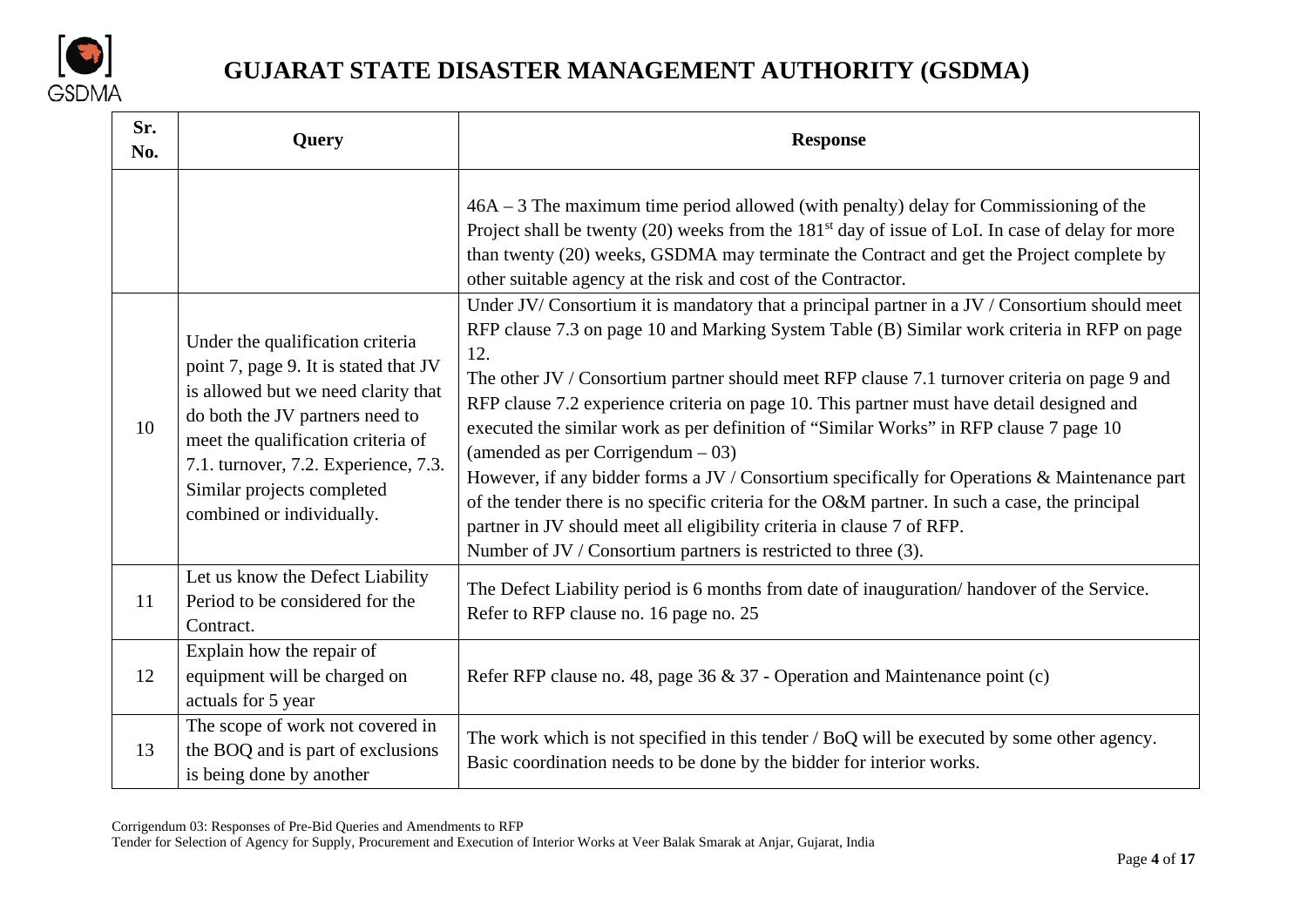| Sr. No. | Query | Response |
|---|---|---|
| | | 46A – 3 The maximum time period allowed (with penalty) delay for Commissioning of the Project shall be twenty (20) weeks from the 181st day of issue of LoI. In case of delay for more than twenty (20) weeks, GSDMA may terminate the Contract and get the Project complete by other suitable agency at the risk and cost of the Contractor. |
| 10 | Under the qualification criteria point 7, page 9. It is stated that JV is allowed but we need clarity that do both the JV partners need to meet the qualification criteria of 7.1. turnover, 7.2. Experience, 7.3. Similar projects completed combined or individually. | Under JV/ Consortium it is mandatory that a principal partner in a JV / Consortium should meet RFP clause 7.3 on page 10 and Marking System Table (B) Similar work criteria in RFP on page 12.<br>The other JV / Consortium partner should meet RFP clause 7.1 turnover criteria on page 9 and RFP clause 7.2 experience criteria on page 10. This partner must have detail designed and executed the similar work as per definition of "Similar Works" in RFP clause 7 page 10 (amended as per Corrigendum – 03)<br>However, if any bidder forms a JV / Consortium specifically for Operations & Maintenance part of the tender there is no specific criteria for the O&M partner. In such a case, the principal partner in JV should meet all eligibility criteria in clause 7 of RFP.<br>Number of JV / Consortium partners is restricted to three (3). |
| 11 | Let us know the Defect Liability Period to be considered for the Contract. | The Defect Liability period is 6 months from date of inauguration/ handover of the Service. Refer to RFP clause no. 16 page no. 25 |
| 12 | Explain how the repair of equipment will be charged on actuals for 5 year | Refer RFP clause no. 48, page 36 & 37 - Operation and Maintenance point (c) |
| 13 | The scope of work not covered in the BOQ and is part of exclusions is being done by another | The work which is not specified in this tender / BoQ will be executed by some other agency. Basic coordination needs to be done by the bidder for interior works. |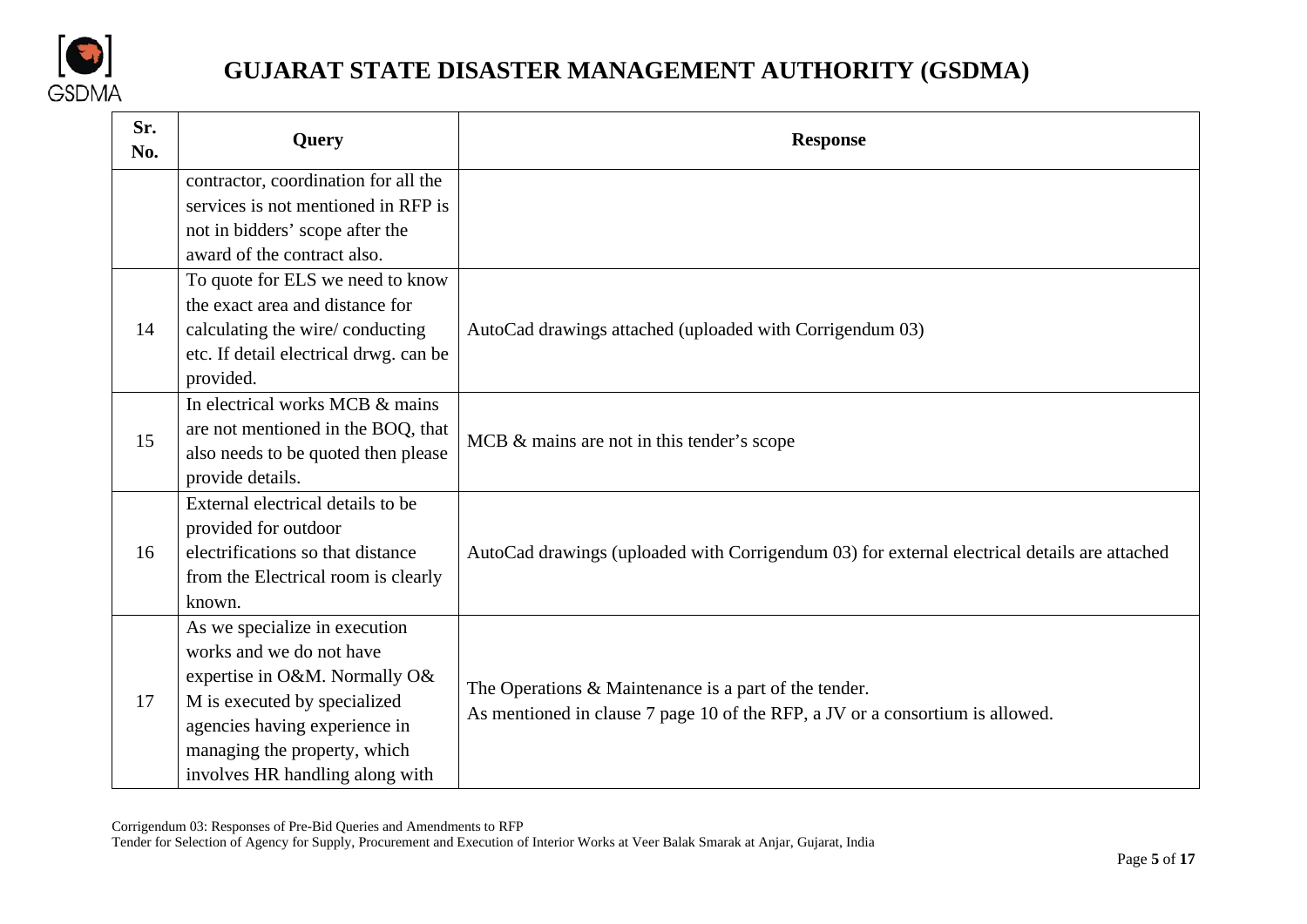| Sr. No. | Query | Response |
|---|---|---|
| | contractor, coordination for all the services is not mentioned in RFP is not in bidders' scope after the award of the contract also. | |
| 14 | To quote for ELS we need to know the exact area and distance for calculating the wire/ conducting etc. If detail electrical drwg. can be provided. | AutoCad drawings attached (uploaded with Corrigendum 03) |
| 15 | In electrical works MCB & mains are not mentioned in the BOQ, that also needs to be quoted then please provide details. | MCB & mains are not in this tender's scope |
| 16 | External electrical details to be provided for outdoor electrifications so that distance from the Electrical room is clearly known. | AutoCad drawings (uploaded with Corrigendum 03) for external electrical details are attached |
| 17 | As we specialize in execution works and we do not have expertise in O&M. Normally O& M is executed by specialized agencies having experience in managing the property, which involves HR handling along with | The Operations & Maintenance is a part of the tender.<br>As mentioned in clause 7 page 10 of the RFP, a JV or a consortium is allowed. |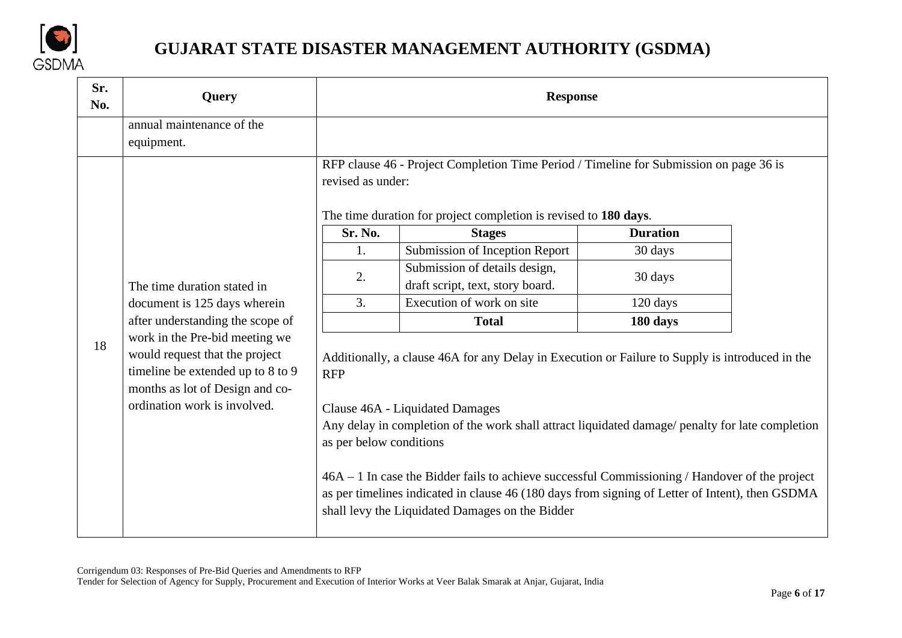| Sr. No. | Query | Response |
|---|---|---|
| | annual maintenance of the equipment. | |
| 18 | The time duration stated in document is 125 days wherein after understanding the scope of work in the Pre-bid meeting we would request that the project timeline be extended up to 8 to 9 months as lot of Design and co-ordination work is involved. | RFP clause 46 - Project Completion Time Period / Timeline for Submission on page 36 is revised as under:<br><br>The time duration for project completion is revised to **180 days**.<br><br>Sr. No. 1. – Submission of Inception Report – 30 days<br>Sr. No. 2. – Submission of details design, draft script, text, story board. – 30 days<br>Sr. No. 3. – Execution of work on site – 120 days<br>**Total** – **180 days**<br><br>Additionally, a clause 46A for any Delay in Execution or Failure to Supply is introduced in the RFP<br><br>Clause 46A - Liquidated Damages<br>Any delay in completion of the work shall attract liquidated damage/ penalty for late completion as per below conditions<br><br>46A – 1 In case the Bidder fails to achieve successful Commissioning / Handover of the project as per timelines indicated in clause 46 (180 days from signing of Letter of Intent), then GSDMA shall levy the Liquidated Damages on the Bidder |

Table within response to Sr. No. 18:

| Sr. No. | Stages | Duration |
|---|---|---|
| 1. | Submission of Inception Report | 30 days |
| 2. | Submission of details design, draft script, text, story board. | 30 days |
| 3. | Execution of work on site | 120 days |
| | **Total** | **180 days** |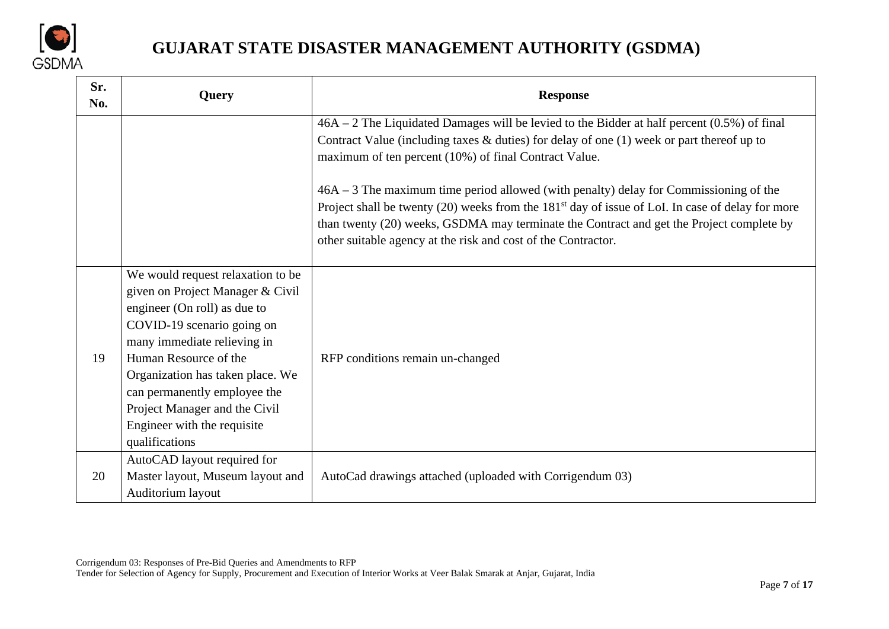| Sr. No. | Query | Response |
|---|---|---|
| | | 46A – 2 The Liquidated Damages will be levied to the Bidder at half percent (0.5%) of final Contract Value (including taxes & duties) for delay of one (1) week or part thereof up to maximum of ten percent (10%) of final Contract Value.<br><br>46A – 3 The maximum time period allowed (with penalty) delay for Commissioning of the Project shall be twenty (20) weeks from the 181st day of issue of LoI. In case of delay for more than twenty (20) weeks, GSDMA may terminate the Contract and get the Project complete by other suitable agency at the risk and cost of the Contractor. |
| 19 | We would request relaxation to be given on Project Manager & Civil engineer (On roll) as due to COVID-19 scenario going on many immediate relieving in Human Resource of the Organization has taken place. We can permanently employee the Project Manager and the Civil Engineer with the requisite qualifications | RFP conditions remain un-changed |
| 20 | AutoCAD layout required for Master layout, Museum layout and Auditorium layout | AutoCad drawings attached (uploaded with Corrigendum 03) |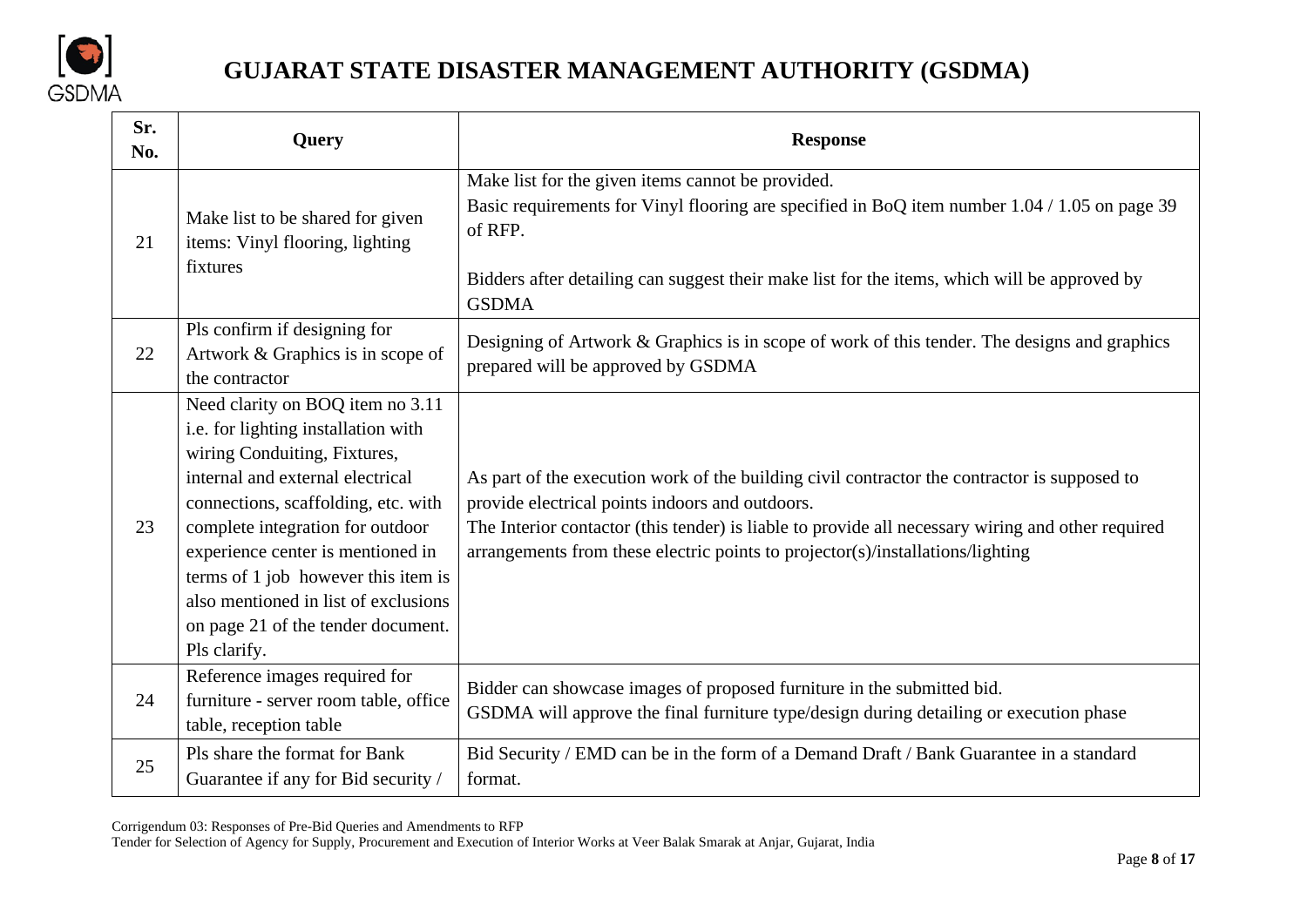| Sr. No. | Query | Response |
|---|---|---|
| 21 | Make list to be shared for given items: Vinyl flooring, lighting fixtures | Make list for the given items cannot be provided.<br>Basic requirements for Vinyl flooring are specified in BoQ item number 1.04 / 1.05 on page 39 of RFP.<br><br>Bidders after detailing can suggest their make list for the items, which will be approved by GSDMA |
| 22 | Pls confirm if designing for Artwork & Graphics is in scope of the contractor | Designing of Artwork & Graphics is in scope of work of this tender. The designs and graphics prepared will be approved by GSDMA |
| 23 | Need clarity on BOQ item no 3.11 i.e. for lighting installation with wiring Conduiting, Fixtures, internal and external electrical connections, scaffolding, etc. with complete integration for outdoor experience center is mentioned in terms of 1 job however this item is also mentioned in list of exclusions on page 21 of the tender document. Pls clarify. | As part of the execution work of the building civil contractor the contractor is supposed to provide electrical points indoors and outdoors.<br>The Interior contactor (this tender) is liable to provide all necessary wiring and other required arrangements from these electric points to projector(s)/installations/lighting |
| 24 | Reference images required for furniture - server room table, office table, reception table | Bidder can showcase images of proposed furniture in the submitted bid.<br>GSDMA will approve the final furniture type/design during detailing or execution phase |
| 25 | Pls share the format for Bank Guarantee if any for Bid security / | Bid Security / EMD can be in the form of a Demand Draft / Bank Guarantee in a standard format. |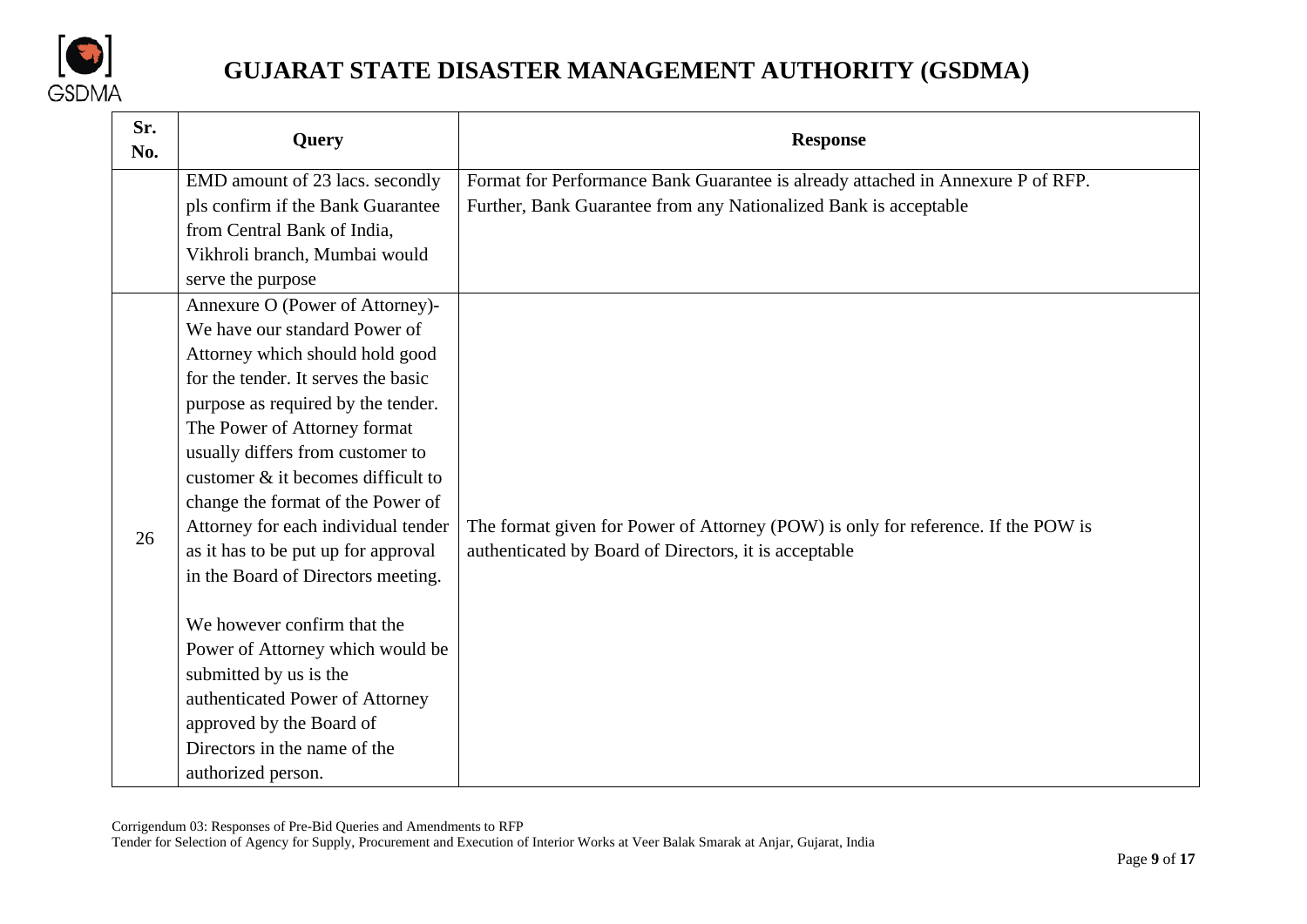| Sr. No. | Query | Response |
|---|---|---|
| | EMD amount of 23 lacs. secondly pls confirm if the Bank Guarantee from Central Bank of India, Vikhroli branch, Mumbai would serve the purpose | Format for Performance Bank Guarantee is already attached in Annexure P of RFP. Further, Bank Guarantee from any Nationalized Bank is acceptable |
| 26 | Annexure O (Power of Attorney)- We have our standard Power of Attorney which should hold good for the tender. It serves the basic purpose as required by the tender. The Power of Attorney format usually differs from customer to customer & it becomes difficult to change the format of the Power of Attorney for each individual tender as it has to be put up for approval in the Board of Directors meeting.<br><br>We however confirm that the Power of Attorney which would be submitted by us is the authenticated Power of Attorney approved by the Board of Directors in the name of the authorized person. | The format given for Power of Attorney (POW) is only for reference. If the POW is authenticated by Board of Directors, it is acceptable |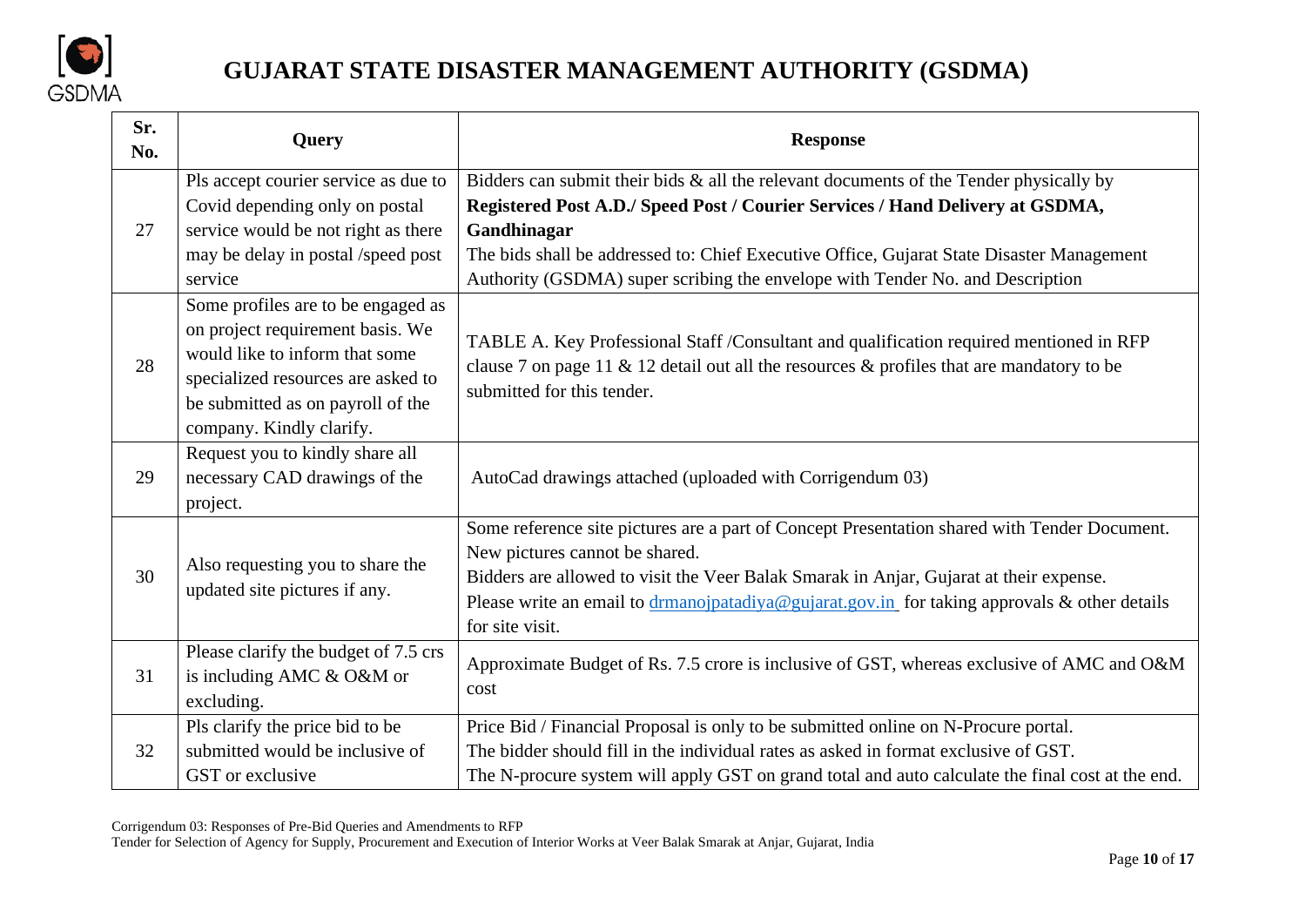| Sr. No. | Query | Response |
|---|---|---|
| 27 | Pls accept courier service as due to Covid depending only on postal service would be not right as there may be delay in postal /speed post service | Bidders can submit their bids & all the relevant documents of the Tender physically by **Registered Post A.D./ Speed Post / Courier Services / Hand Delivery at GSDMA, Gandhinagar** The bids shall be addressed to: Chief Executive Office, Gujarat State Disaster Management Authority (GSDMA) super scribing the envelope with Tender No. and Description |
| 28 | Some profiles are to be engaged as on project requirement basis. We would like to inform that some specialized resources are asked to be submitted as on payroll of the company. Kindly clarify. | TABLE A. Key Professional Staff /Consultant and qualification required mentioned in RFP clause 7 on page 11 & 12 detail out all the resources & profiles that are mandatory to be submitted for this tender. |
| 29 | Request you to kindly share all necessary CAD drawings of the project. | AutoCad drawings attached (uploaded with Corrigendum 03) |
| 30 | Also requesting you to share the updated site pictures if any. | Some reference site pictures are a part of Concept Presentation shared with Tender Document. New pictures cannot be shared. Bidders are allowed to visit the Veer Balak Smarak in Anjar, Gujarat at their expense. Please write an email to [drmanojpatadiya@gujarat.gov.in](mailto:drmanojpatadiya@gujarat.gov.in) for taking approvals & other details for site visit. |
| 31 | Please clarify the budget of 7.5 crs is including AMC & O&M or excluding. | Approximate Budget of Rs. 7.5 crore is inclusive of GST, whereas exclusive of AMC and O&M cost |
| 32 | Pls clarify the price bid to be submitted would be inclusive of GST or exclusive | Price Bid / Financial Proposal is only to be submitted online on N-Procure portal. The bidder should fill in the individual rates as asked in format exclusive of GST. The N-procure system will apply GST on grand total and auto calculate the final cost at the end. |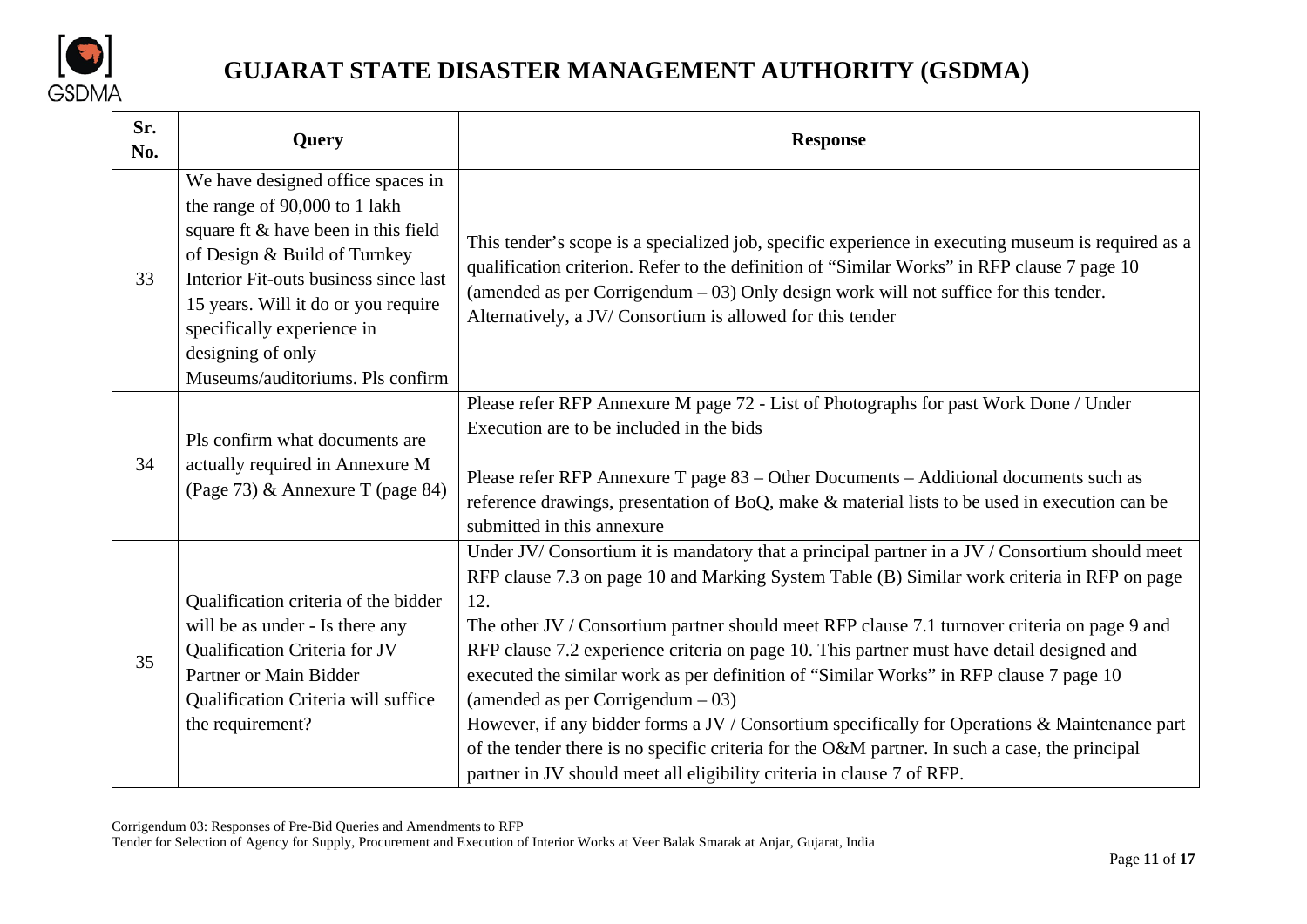| Sr. No. | Query | Response |
|---|---|---|
| 33 | We have designed office spaces in the range of 90,000 to 1 lakh square ft & have been in this field of Design & Build of Turnkey Interior Fit-outs business since last 15 years. Will it do or you require specifically experience in designing of only Museums/auditoriums. Pls confirm | This tender's scope is a specialized job, specific experience in executing museum is required as a qualification criterion. Refer to the definition of "Similar Works" in RFP clause 7 page 10 (amended as per Corrigendum – 03) Only design work will not suffice for this tender. Alternatively, a JV/ Consortium is allowed for this tender |
| 34 | Pls confirm what documents are actually required in Annexure M (Page 73) & Annexure T (page 84) | Please refer RFP Annexure M page 72 - List of Photographs for past Work Done / Under Execution are to be included in the bids<br><br>Please refer RFP Annexure T page 83 – Other Documents – Additional documents such as reference drawings, presentation of BoQ, make & material lists to be used in execution can be submitted in this annexure |
| 35 | Qualification criteria of the bidder will be as under - Is there any Qualification Criteria for JV Partner or Main Bidder Qualification Criteria will suffice the requirement? | Under JV/ Consortium it is mandatory that a principal partner in a JV / Consortium should meet RFP clause 7.3 on page 10 and Marking System Table (B) Similar work criteria in RFP on page 12.<br>The other JV / Consortium partner should meet RFP clause 7.1 turnover criteria on page 9 and RFP clause 7.2 experience criteria on page 10. This partner must have detail designed and executed the similar work as per definition of "Similar Works" in RFP clause 7 page 10 (amended as per Corrigendum – 03)<br>However, if any bidder forms a JV / Consortium specifically for Operations & Maintenance part of the tender there is no specific criteria for the O&M partner. In such a case, the principal partner in JV should meet all eligibility criteria in clause 7 of RFP. |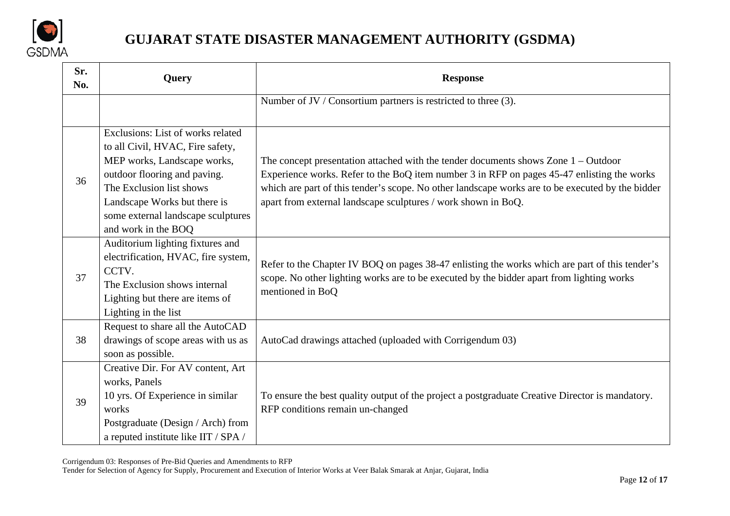| Sr. No. | Query | Response |
|---|---|---|
| | | Number of JV / Consortium partners is restricted to three (3). |
| 36 | Exclusions: List of works related to all Civil, HVAC, Fire safety, MEP works, Landscape works, outdoor flooring and paving. The Exclusion list shows Landscape Works but there is some external landscape sculptures and work in the BOQ | The concept presentation attached with the tender documents shows Zone 1 – Outdoor Experience works. Refer to the BoQ item number 3 in RFP on pages 45-47 enlisting the works which are part of this tender's scope. No other landscape works are to be executed by the bidder apart from external landscape sculptures / work shown in BoQ. |
| 37 | Auditorium lighting fixtures and electrification, HVAC, fire system, CCTV. The Exclusion shows internal Lighting but there are items of Lighting in the list | Refer to the Chapter IV BOQ on pages 38-47 enlisting the works which are part of this tender's scope. No other lighting works are to be executed by the bidder apart from lighting works mentioned in BoQ |
| 38 | Request to share all the AutoCAD drawings of scope areas with us as soon as possible. | AutoCad drawings attached (uploaded with Corrigendum 03) |
| 39 | Creative Dir. For AV content, Art works, Panels 10 yrs. Of Experience in similar works Postgraduate (Design / Arch) from a reputed institute like IIT / SPA / | To ensure the best quality output of the project a postgraduate Creative Director is mandatory. RFP conditions remain un-changed |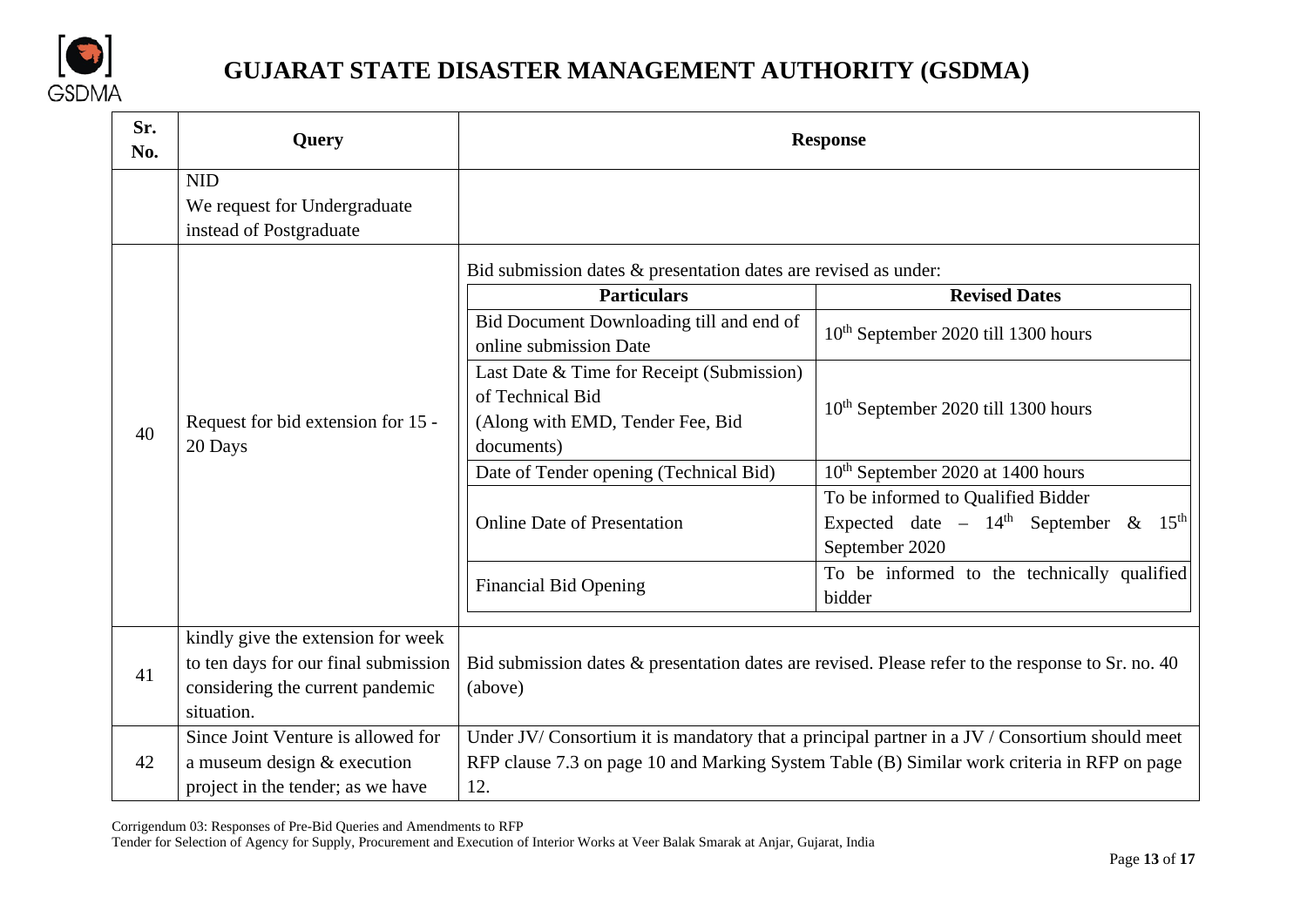| Sr. No. | Query | Response |
|---|---|---|
| | NID<br>We request for Undergraduate instead of Postgraduate | |
| 40 | Request for bid extension for 15 - 20 Days | Bid submission dates & presentation dates are revised as under:<br><br>**Particulars** — **Revised Dates**<br>Bid Document Downloading till and end of online submission Date — 10th September 2020 till 1300 hours<br>Last Date & Time for Receipt (Submission) of Technical Bid (Along with EMD, Tender Fee, Bid documents) — 10th September 2020 till 1300 hours<br>Date of Tender opening (Technical Bid) — 10th September 2020 at 1400 hours<br>Online Date of Presentation — To be informed to Qualified Bidder Expected date – 14th September & 15th September 2020<br>Financial Bid Opening — To be informed to the technically qualified bidder |
| 41 | kindly give the extension for week to ten days for our final submission considering the current pandemic situation. | Bid submission dates & presentation dates are revised. Please refer to the response to Sr. no. 40 (above) |
| 42 | Since Joint Venture is allowed for a museum design & execution project in the tender; as we have | Under JV/ Consortium it is mandatory that a principal partner in a JV / Consortium should meet RFP clause 7.3 on page 10 and Marking System Table (B) Similar work criteria in RFP on page 12. |

Corrigendum 03: Responses of Pre-Bid Queries and Amendments to RFP
Tender for Selection of Agency for Supply, Procurement and Execution of Interior Works at Veer Balak Smarak at Anjar, Gujarat, India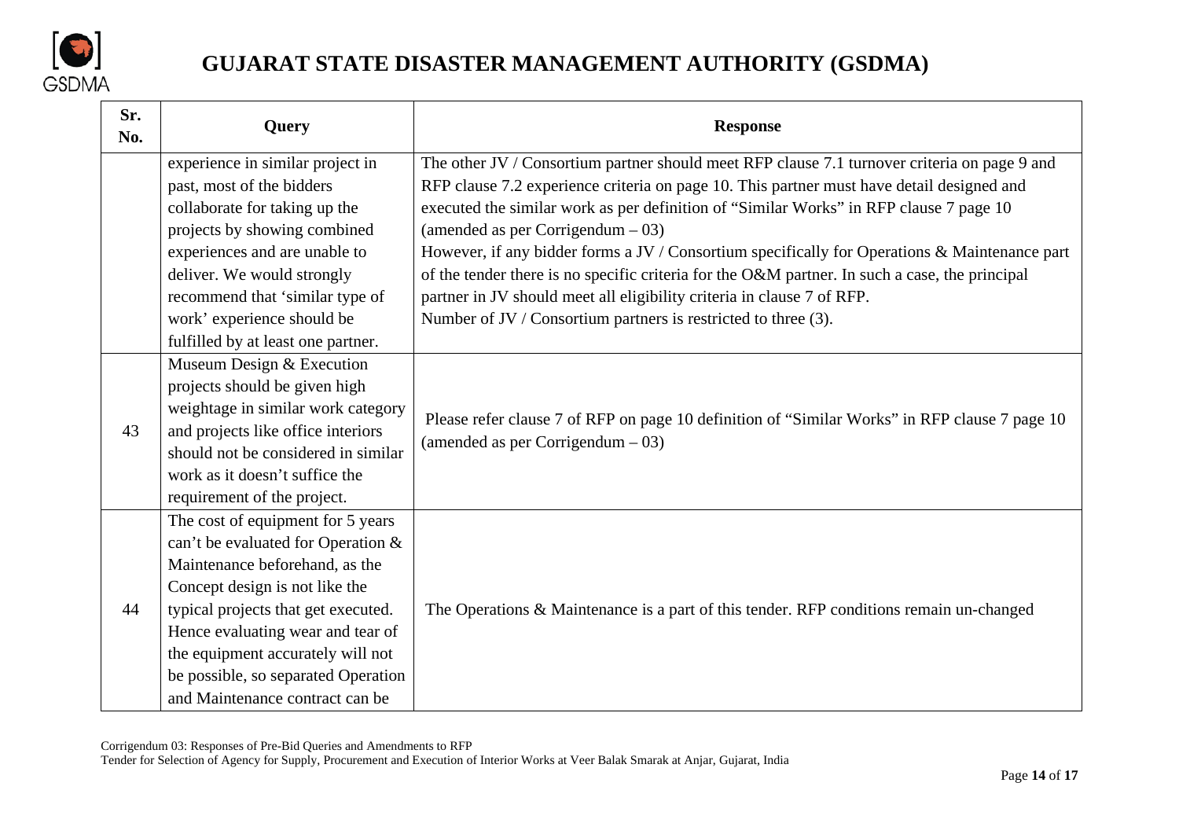| Sr. No. | Query | Response |
|---|---|---|
| | experience in similar project in past, most of the bidders collaborate for taking up the projects by showing combined experiences and are unable to deliver. We would strongly recommend that 'similar type of work' experience should be fulfilled by at least one partner. | The other JV / Consortium partner should meet RFP clause 7.1 turnover criteria on page 9 and RFP clause 7.2 experience criteria on page 10. This partner must have detail designed and executed the similar work as per definition of "Similar Works" in RFP clause 7 page 10 (amended as per Corrigendum – 03)<br>However, if any bidder forms a JV / Consortium specifically for Operations & Maintenance part of the tender there is no specific criteria for the O&M partner. In such a case, the principal partner in JV should meet all eligibility criteria in clause 7 of RFP.<br>Number of JV / Consortium partners is restricted to three (3). |
| 43 | Museum Design & Execution projects should be given high weightage in similar work category and projects like office interiors should not be considered in similar work as it doesn't suffice the requirement of the project. | Please refer clause 7 of RFP on page 10 definition of "Similar Works" in RFP clause 7 page 10 (amended as per Corrigendum – 03) |
| 44 | The cost of equipment for 5 years can't be evaluated for Operation & Maintenance beforehand, as the Concept design is not like the typical projects that get executed. Hence evaluating wear and tear of the equipment accurately will not be possible, so separated Operation and Maintenance contract can be | The Operations & Maintenance is a part of this tender. RFP conditions remain un-changed |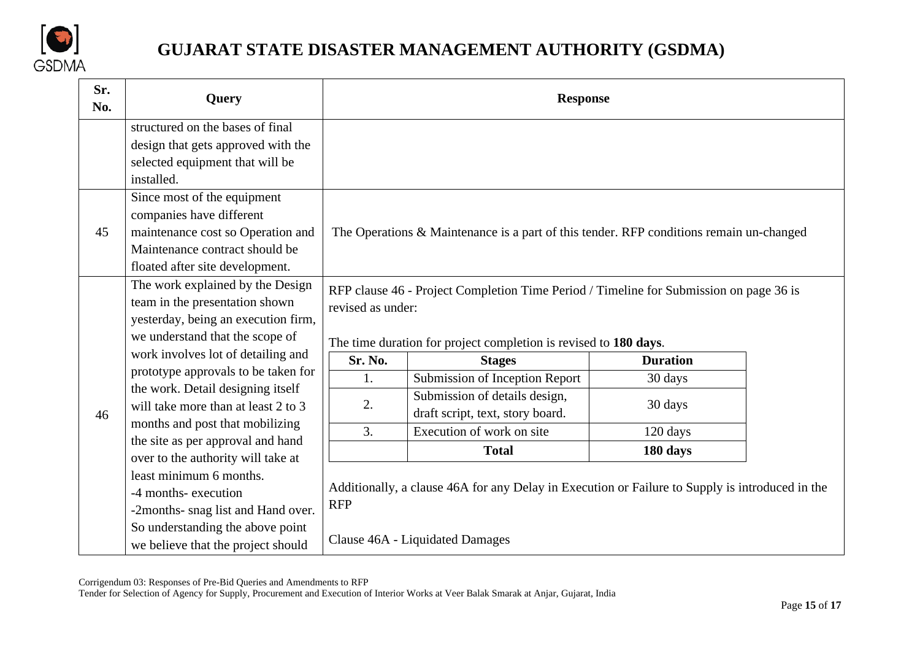# GUJARAT STATE DISASTER MANAGEMENT AUTHORITY (GSDMA)

| Sr. No. | Query | Response |
|---|---|---|
| | structured on the bases of final design that gets approved with the selected equipment that will be installed. | |
| 45 | Since most of the equipment companies have different maintenance cost so Operation and Maintenance contract should be floated after site development. | The Operations & Maintenance is a part of this tender. RFP conditions remain un-changed |
| 46 | The work explained by the Design team in the presentation shown yesterday, being an execution firm, we understand that the scope of work involves lot of detailing and prototype approvals to be taken for the work. Detail designing itself will take more than at least 2 to 3 months and post that mobilizing the site as per approval and hand over to the authority will take at least minimum 6 months.<br>-4 months- execution<br>-2months- snag list and Hand over.<br>So understanding the above point we believe that the project should | RFP clause 46 - Project Completion Time Period / Timeline for Submission on page 36 is revised as under:<br><br>The time duration for project completion is revised to **180 days**.<br><br>Sr. No. \| Stages \| Duration<br>1. \| Submission of Inception Report \| 30 days<br>2. \| Submission of details design, draft script, text, story board. \| 30 days<br>3. \| Execution of work on site \| 120 days<br>\| **Total** \| **180 days**<br><br>Additionally, a clause 46A for any Delay in Execution or Failure to Supply is introduced in the RFP<br><br>Clause 46A - Liquidated Damages |

Corrigendum 03: Responses of Pre-Bid Queries and Amendments to RFP
Tender for Selection of Agency for Supply, Procurement and Execution of Interior Works at Veer Balak Smarak at Anjar, Gujarat, India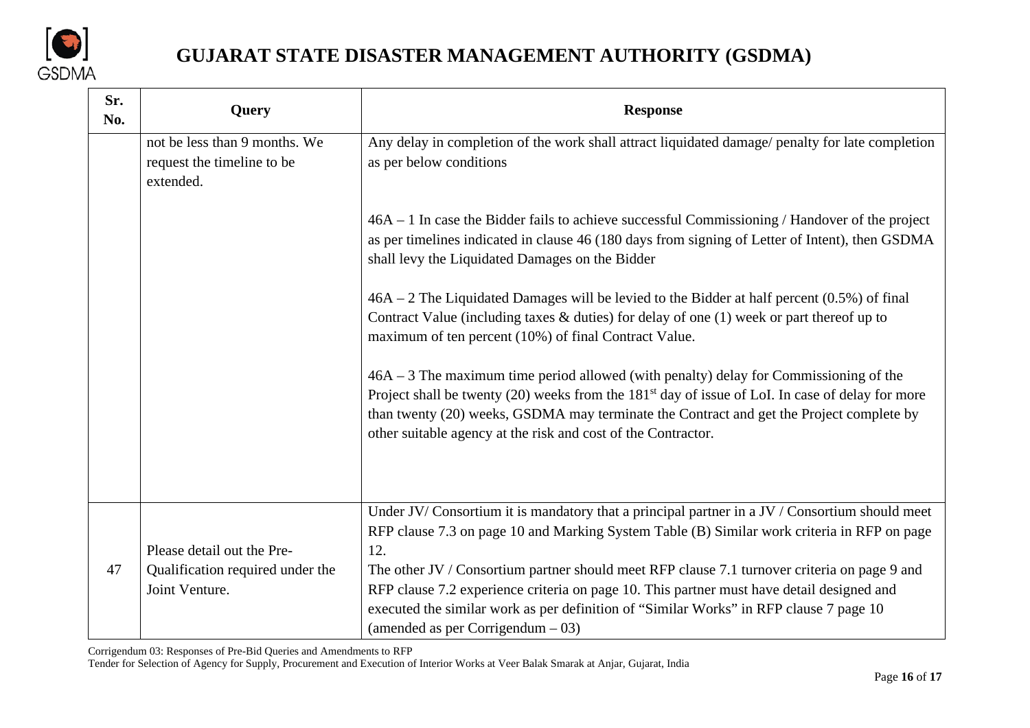| Sr. No. | Query | Response |
|---|---|---|
| | not be less than 9 months. We request the timeline to be extended. | Any delay in completion of the work shall attract liquidated damage/ penalty for late completion as per below conditions<br><br>46A – 1 In case the Bidder fails to achieve successful Commissioning / Handover of the project as per timelines indicated in clause 46 (180 days from signing of Letter of Intent), then GSDMA shall levy the Liquidated Damages on the Bidder<br><br>46A – 2 The Liquidated Damages will be levied to the Bidder at half percent (0.5%) of final Contract Value (including taxes & duties) for delay of one (1) week or part thereof up to maximum of ten percent (10%) of final Contract Value.<br><br>46A – 3 The maximum time period allowed (with penalty) delay for Commissioning of the Project shall be twenty (20) weeks from the 181st day of issue of LoI. In case of delay for more than twenty (20) weeks, GSDMA may terminate the Contract and get the Project complete by other suitable agency at the risk and cost of the Contractor. |
| 47 | Please detail out the Pre-Qualification required under the Joint Venture. | Under JV/ Consortium it is mandatory that a principal partner in a JV / Consortium should meet RFP clause 7.3 on page 10 and Marking System Table (B) Similar work criteria in RFP on page 12.<br>The other JV / Consortium partner should meet RFP clause 7.1 turnover criteria on page 9 and RFP clause 7.2 experience criteria on page 10. This partner must have detail designed and executed the similar work as per definition of "Similar Works" in RFP clause 7 page 10 (amended as per Corrigendum – 03) |

Corrigendum 03: Responses of Pre-Bid Queries and Amendments to RFP
Tender for Selection of Agency for Supply, Procurement and Execution of Interior Works at Veer Balak Smarak at Anjar, Gujarat, India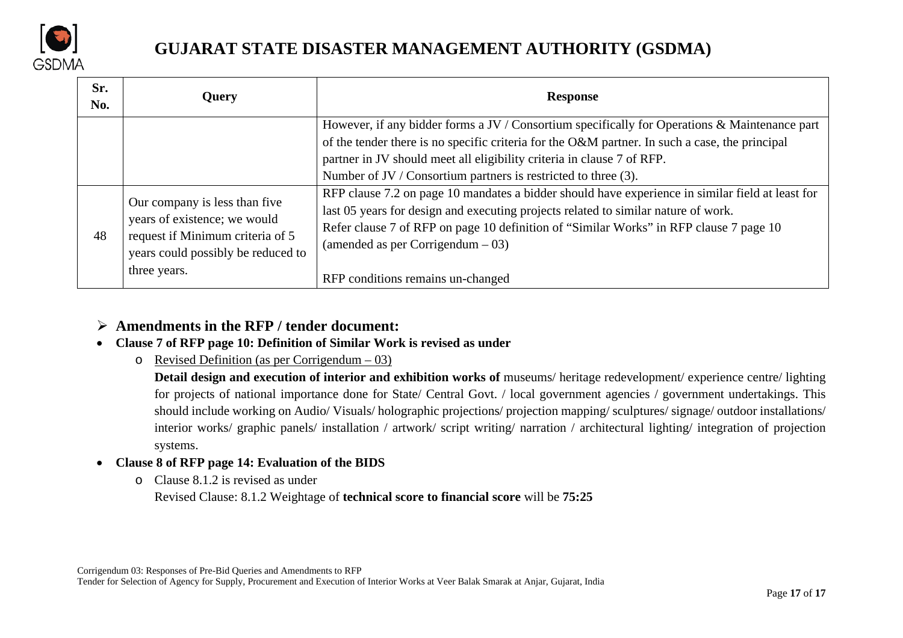| Sr. No. | Query | Response |
|---|---|---|
| | | However, if any bidder forms a JV / Consortium specifically for Operations & Maintenance part of the tender there is no specific criteria for the O&M partner. In such a case, the principal partner in JV should meet all eligibility criteria in clause 7 of RFP.<br>Number of JV / Consortium partners is restricted to three (3). |
| 48 | Our company is less than five years of existence; we would request if Minimum criteria of 5 years could possibly be reduced to three years. | RFP clause 7.2 on page 10 mandates a bidder should have experience in similar field at least for last 05 years for design and executing projects related to similar nature of work.<br>Refer clause 7 of RFP on page 10 definition of "Similar Works" in RFP clause 7 page 10 (amended as per Corrigendum – 03)<br><br>RFP conditions remains un-changed |

- **Amendments in the RFP / tender document:**
- **Clause 7 of RFP page 10: Definition of Similar Work is revised as under**
  - Revised Definition (as per Corrigendum – 03)

    **Detail design and execution of interior and exhibition works of** museums/ heritage redevelopment/ experience centre/ lighting for projects of national importance done for State/ Central Govt. / local government agencies / government undertakings. This should include working on Audio/ Visuals/ holographic projections/ projection mapping/ sculptures/ signage/ outdoor installations/ interior works/ graphic panels/ installation / artwork/ script writing/ narration / architectural lighting/ integration of projection systems.
- **Clause 8 of RFP page 14: Evaluation of the BIDS**
  - Clause 8.1.2 is revised as under

    Revised Clause: 8.1.2 Weightage of **technical score to financial score** will be **75:25**